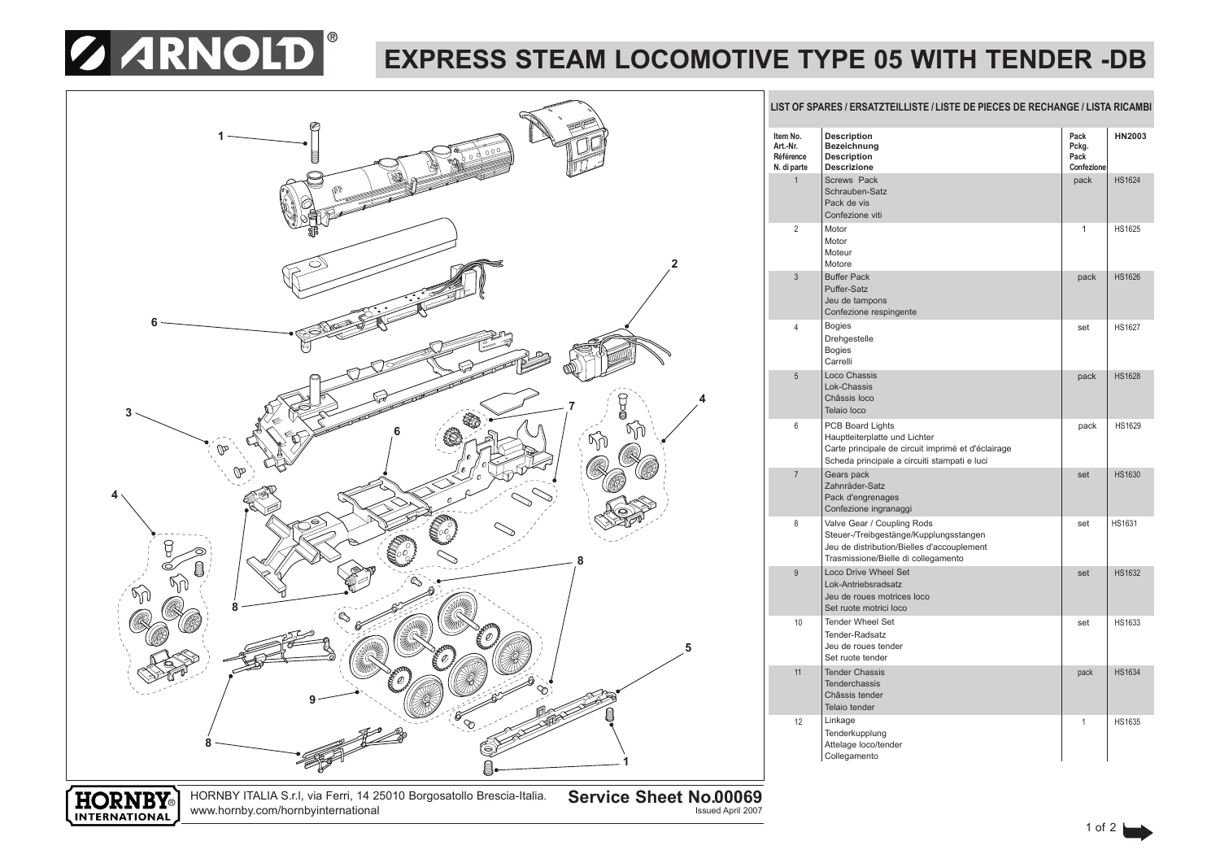# EXPRESS STEAM LOCOMOTIVE TYPE 05 WITH TENDER -DB

## LIST OF SPARES / ERSATZTEILLISTE / LISTE DE PIECES DE RECHANGE / LISTA RICAMBI

| Item No. Art.-Nr. Référence N. di parte | Description Bezeichnung Description Descrizione | Pack Pckg. Pack Confezione | HN2003 |
|---|---|---|---|
| 1 | Screws Pack<br>Schrauben-Satz<br>Pack de vis<br>Confezione viti | pack | HS1624 |
| 2 | Motor<br>Motor<br>Moteur<br>Motore | 1 | HS1625 |
| 3 | Buffer Pack<br>Puffer-Satz<br>Jeu de tampons<br>Confezione respingente | pack | HS1626 |
| 4 | Bogies<br>Drehgestelle<br>Bogies<br>Carrelli | set | HS1627 |
| 5 | Loco Chassis<br>Lok-Chassis<br>Châssis loco<br>Telaio loco | pack | HS1628 |
| 6 | PCB Board Lights<br>Hauptleiterplatte und Lichter<br>Carte principale de circuit imprimé et d'éclairage<br>Scheda principale a circuiti stampati e luci | pack | HS1629 |
| 7 | Gears pack<br>Zahnräder-Satz<br>Pack d'engrenages<br>Confezione ingranaggi | set | HS1630 |
| 8 | Valve Gear / Coupling Rods<br>Steuer-/Treibgestänge/Kupplungsstangen<br>Jeu de distribution/Bielles d'accouplement<br>Trasmissione/Bielle di collegamento | set | HS1631 |
| 9 | Loco Drive Wheel Set<br>Lok-Antriebsradsatz<br>Jeu de roues motrices loco<br>Set ruote motrici loco | set | HS1632 |
| 10 | Tender Wheel Set<br>Tender-Radsatz<br>Jeu de roues tender<br>Set ruote tender | set | HS1633 |
| 11 | Tender Chassis<br>Tenderchassis<br>Châssis tender<br>Telaio tender | pack | HS1634 |
| 12 | Linkage<br>Tenderkupplung<br>Attelage loco/tender<br>Collegamento | 1 | HS1635 |

HORNBY ITALIA S.r.l, via Ferri, 14 25010 Borgosatollo Brescia-Italia.
www.hornby.com/hornbyinternational

**Service Sheet No.00069**
Issued April 2007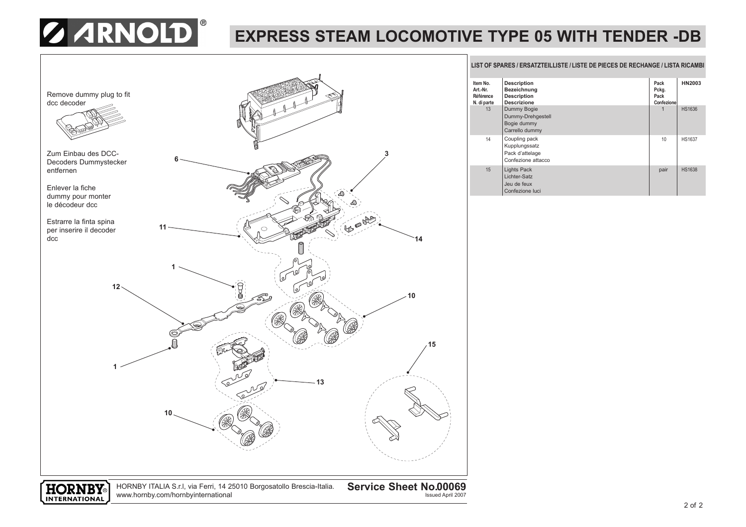# ARNOLD®

# EXPRESS STEAM LOCOMOTIVE TYPE 05 WITH TENDER -DB

Remove dummy plug to fit dcc decoder

Zum Einbau des DCC-Decoders Dummystecker entfernen

Enlever la fiche dummy pour monter le décodeur dcc

Estrarre la finta spina per inserire il decoder dcc

6
3
11
14
1
12
10
15
1
13
10

## LIST OF SPARES / ERSATZTEILLISTE / LISTE DE PIECES DE RECHANGE / LISTA RICAMBI

| Item No.<br>Art.-Nr.<br>Référence<br>N. di parte | Description<br>Bezeichnung<br>Description<br>Descrizione | Pack<br>Pckg.<br>Pack<br>Confezione | HN2003 |
|---|---|---|---|
| 13 | Dummy Bogie<br>Dummy-Drehgestell<br>Bogie dummy<br>Carrello dummy | 1 | HS1636 |
| 14 | Coupling pack<br>Kupplungssatz<br>Pack d'attelage<br>Confezione attacco | 10 | HS1637 |
| 15 | Lights Pack<br>Lichter-Satz<br>Jeu de feux<br>Confezione luci | pair | HS1638 |

HORNBY® INTERNATIONAL

HORNBY ITALIA S.r.l, via Ferri, 14 25010 Borgosatollo Brescia-Italia.
www.hornby.com/hornbyinternational

**Service Sheet No.00069**
Issued April 2007